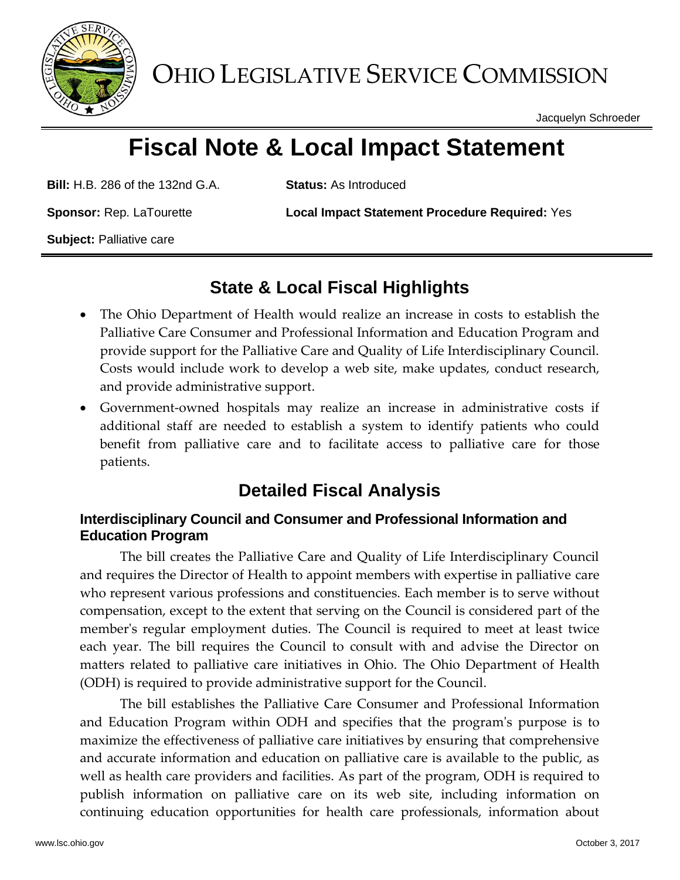# OHIO LEGISLATIVE SERVICE COMMISSION

Jacquelyn Schroeder

# Fiscal Note & Local Impact Statement

**Bill:** H.B. 286 of the 132nd G.A.

**Status:** As Introduced

**Sponsor:** Rep. LaTourette

**Local Impact Statement Procedure Required:** Yes

**Subject:** Palliative care

## State & Local Fiscal Highlights

- The Ohio Department of Health would realize an increase in costs to establish the Palliative Care Consumer and Professional Information and Education Program and provide support for the Palliative Care and Quality of Life Interdisciplinary Council. Costs would include work to develop a web site, make updates, conduct research, and provide administrative support.
- Government-owned hospitals may realize an increase in administrative costs if additional staff are needed to establish a system to identify patients who could benefit from palliative care and to facilitate access to palliative care for those patients.

## Detailed Fiscal Analysis

### Interdisciplinary Council and Consumer and Professional Information and Education Program

The bill creates the Palliative Care and Quality of Life Interdisciplinary Council and requires the Director of Health to appoint members with expertise in palliative care who represent various professions and constituencies. Each member is to serve without compensation, except to the extent that serving on the Council is considered part of the member's regular employment duties. The Council is required to meet at least twice each year. The bill requires the Council to consult with and advise the Director on matters related to palliative care initiatives in Ohio. The Ohio Department of Health (ODH) is required to provide administrative support for the Council.

The bill establishes the Palliative Care Consumer and Professional Information and Education Program within ODH and specifies that the program's purpose is to maximize the effectiveness of palliative care initiatives by ensuring that comprehensive and accurate information and education on palliative care is available to the public, as well as health care providers and facilities. As part of the program, ODH is required to publish information on palliative care on its web site, including information on continuing education opportunities for health care professionals, information about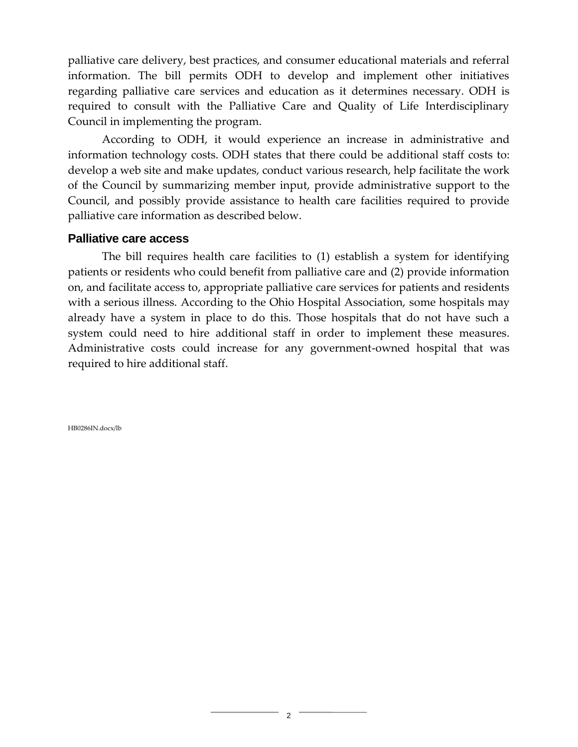palliative care delivery, best practices, and consumer educational materials and referral information. The bill permits ODH to develop and implement other initiatives regarding palliative care services and education as it determines necessary. ODH is required to consult with the Palliative Care and Quality of Life Interdisciplinary Council in implementing the program.

According to ODH, it would experience an increase in administrative and information technology costs. ODH states that there could be additional staff costs to: develop a web site and make updates, conduct various research, help facilitate the work of the Council by summarizing member input, provide administrative support to the Council, and possibly provide assistance to health care facilities required to provide palliative care information as described below.

### Palliative care access

The bill requires health care facilities to (1) establish a system for identifying patients or residents who could benefit from palliative care and (2) provide information on, and facilitate access to, appropriate palliative care services for patients and residents with a serious illness. According to the Ohio Hospital Association, some hospitals may already have a system in place to do this. Those hospitals that do not have such a system could need to hire additional staff in order to implement these measures. Administrative costs could increase for any government-owned hospital that was required to hire additional staff.

HB0286IN.docx/lb